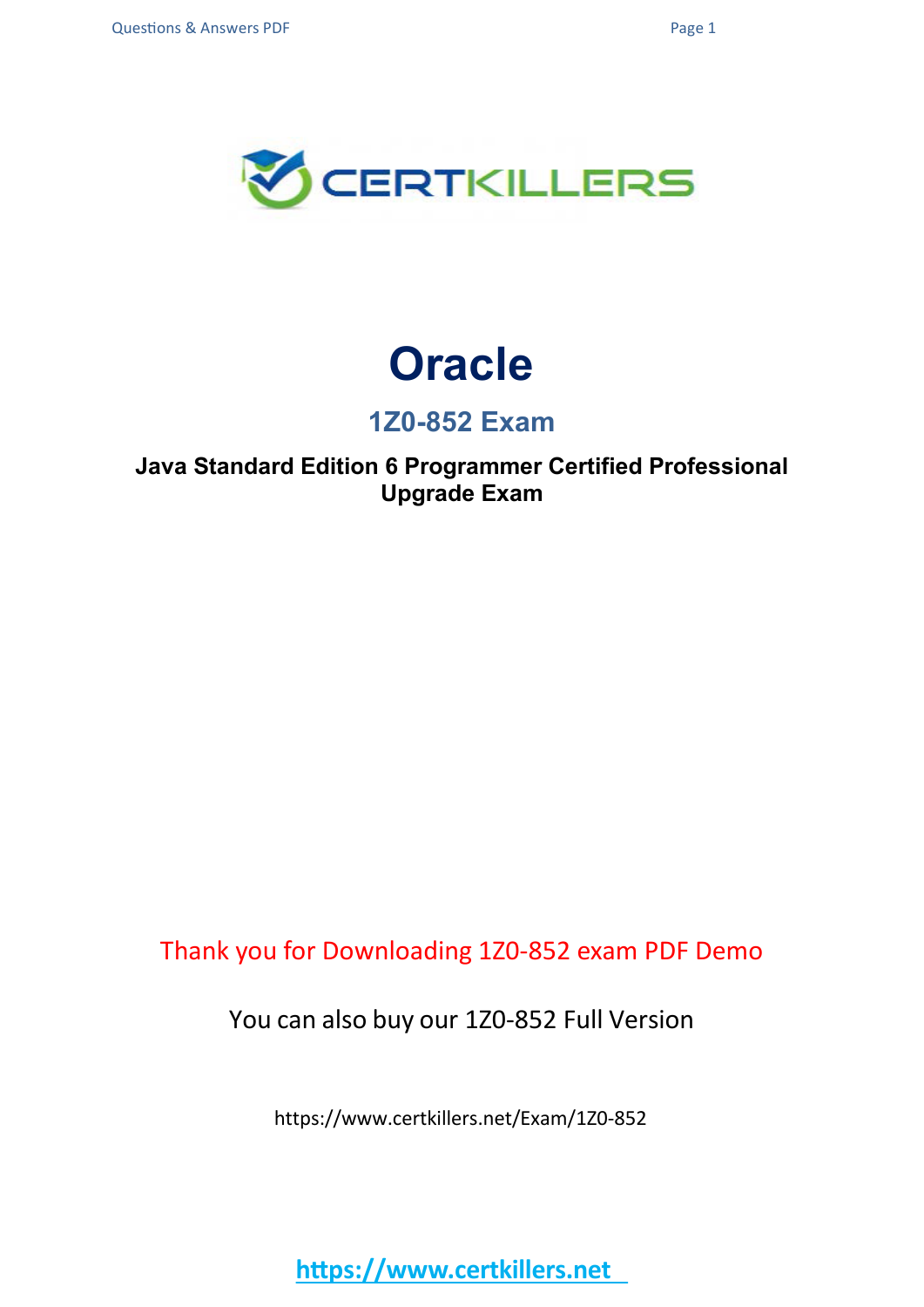# Oracle

## 1Z0-852 Exam

**Java Standard Edition 6 Programmer Certified Professional Upgrade Exam**

Thank you for Downloading 1Z0-852 exam PDF Demo

You can also buy our 1Z0-852 Full Version

https://www.certkillers.net/Exam/1Z0-852

https://www.certkillers.net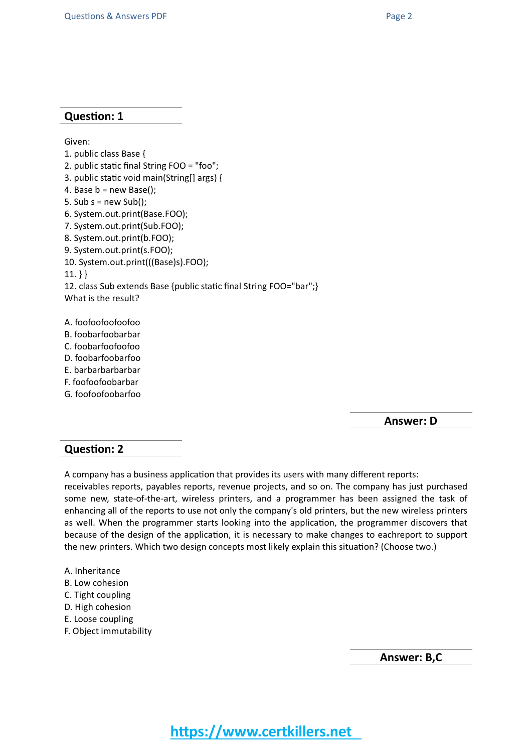## Question: 1

Given:

```
1. public class Base {
2. public static final String FOO = "foo";
3. public static void main(String[] args) {
4. Base b = new Base();
5. Sub s = new Sub();
6. System.out.print(Base.FOO);
7. System.out.print(Sub.FOO);
8. System.out.print(b.FOO);
9. System.out.print(s.FOO);
10. System.out.print(((Base)s).FOO);
11. } }
12. class Sub extends Base {public static final String FOO="bar";}
```

What is the result?

A. foofoofoofoofoo
B. foobarfoobarbar
C. foobarfoofoofoo
D. foobarfoobarfoo
E. barbarbarbarbar
F. foofoofoobarbar
G. foofoofoobarfoo

**Answer: D**

## Question: 2

A company has a business application that provides its users with many different reports: receivables reports, payables reports, revenue projects, and so on. The company has just purchased some new, state-of-the-art, wireless printers, and a programmer has been assigned the task of enhancing all of the reports to use not only the company's old printers, but the new wireless printers as well. When the programmer starts looking into the application, the programmer discovers that because of the design of the application, it is necessary to make changes to eachreport to support the new printers. Which two design concepts most likely explain this situation? (Choose two.)

A. Inheritance
B. Low cohesion
C. Tight coupling
D. High cohesion
E. Loose coupling
F. Object immutability

**Answer: B,C**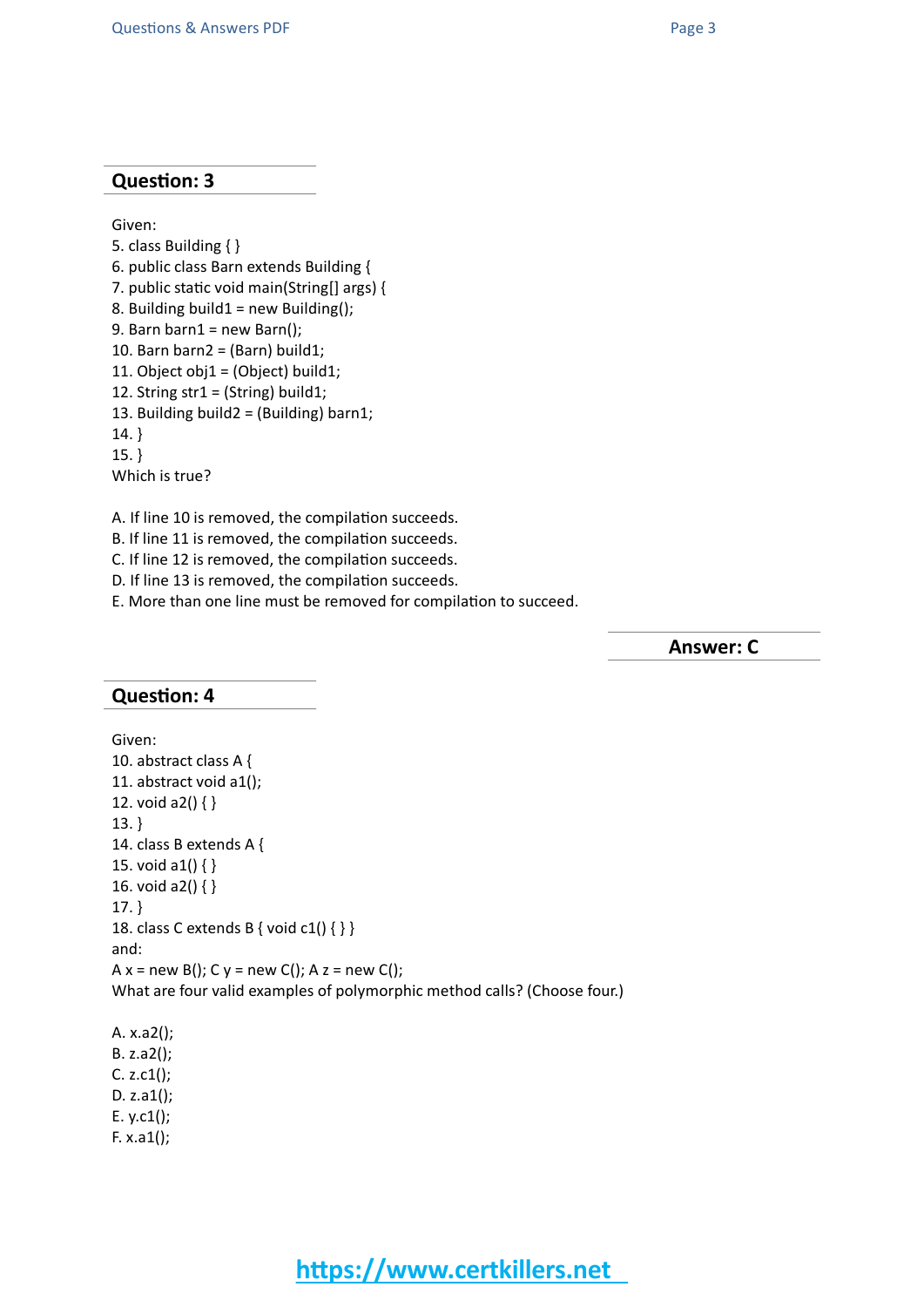## Question: 3

Given:
5. class Building { }
6. public class Barn extends Building {
7. public static void main(String[] args) {
8. Building build1 = new Building();
9. Barn barn1 = new Barn();
10. Barn barn2 = (Barn) build1;
11. Object obj1 = (Object) build1;
12. String str1 = (String) build1;
13. Building build2 = (Building) barn1;
14. }
15. }
Which is true?

A. If line 10 is removed, the compilation succeeds.
B. If line 11 is removed, the compilation succeeds.
C. If line 12 is removed, the compilation succeeds.
D. If line 13 is removed, the compilation succeeds.
E. More than one line must be removed for compilation to succeed.

**Answer: C**

## Question: 4

Given:
10. abstract class A {
11. abstract void a1();
12. void a2() { }
13. }
14. class B extends A {
15. void a1() { }
16. void a2() { }
17. }
18. class C extends B { void c1() { } }
and:
A x = new B(); C y = new C(); A z = new C();
What are four valid examples of polymorphic method calls? (Choose four.)

A. x.a2();
B. z.a2();
C. z.c1();
D. z.a1();
E. y.c1();
F. x.a1();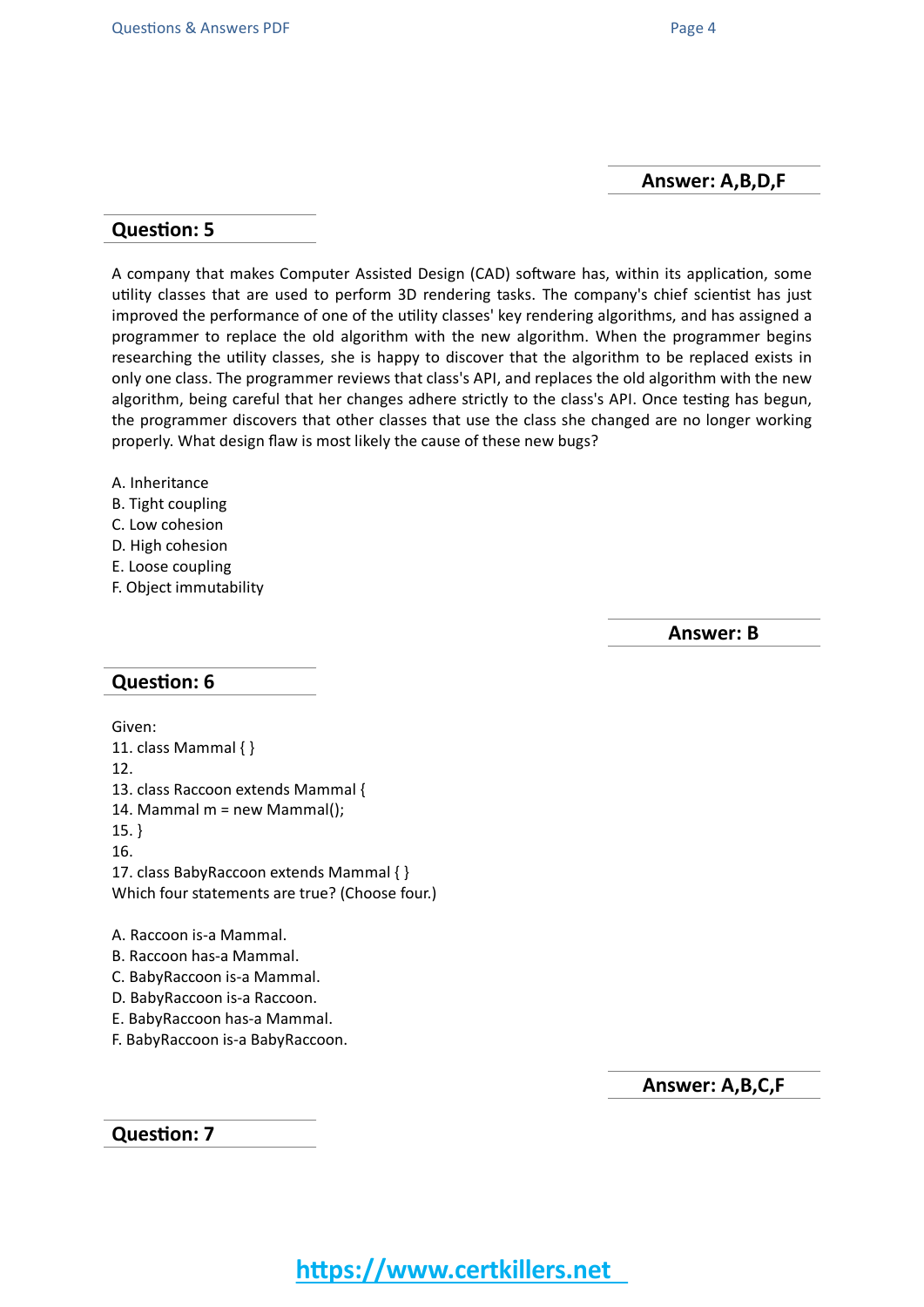**Answer: A,B,D,F**

## Question: 5

A company that makes Computer Assisted Design (CAD) software has, within its application, some utility classes that are used to perform 3D rendering tasks. The company's chief scientist has just improved the performance of one of the utility classes' key rendering algorithms, and has assigned a programmer to replace the old algorithm with the new algorithm. When the programmer begins researching the utility classes, she is happy to discover that the algorithm to be replaced exists in only one class. The programmer reviews that class's API, and replaces the old algorithm with the new algorithm, being careful that her changes adhere strictly to the class's API. Once testing has begun, the programmer discovers that other classes that use the class she changed are no longer working properly. What design flaw is most likely the cause of these new bugs?

A. Inheritance
B. Tight coupling
C. Low cohesion
D. High cohesion
E. Loose coupling
F. Object immutability

**Answer: B**

## Question: 6

Given:

```
11. class Mammal { }
12.
13. class Raccoon extends Mammal {
14. Mammal m = new Mammal();
15. }
16.
17. class BabyRaccoon extends Mammal { }
```

Which four statements are true? (Choose four.)

A. Raccoon is-a Mammal.
B. Raccoon has-a Mammal.
C. BabyRaccoon is-a Mammal.
D. BabyRaccoon is-a Raccoon.
E. BabyRaccoon has-a Mammal.
F. BabyRaccoon is-a BabyRaccoon.

**Answer: A,B,C,F**

## Question: 7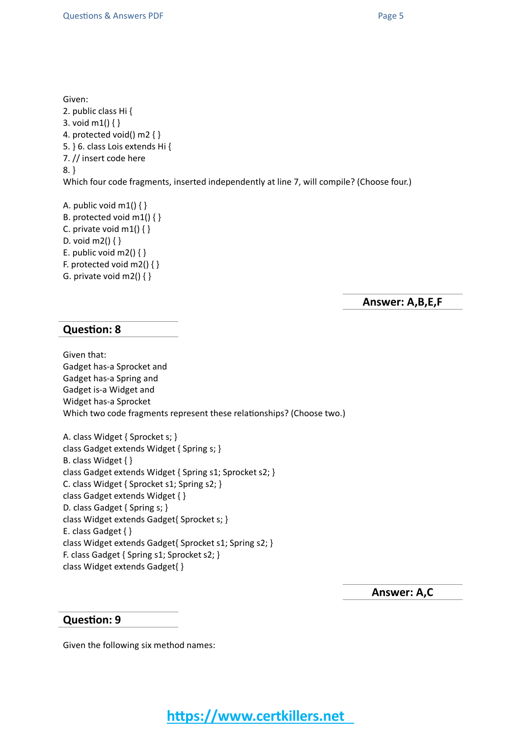Given:
2. public class Hi {
3. void m1() { }
4. protected void() m2 { }
5. } 6. class Lois extends Hi {
7. // insert code here
8. }
Which four code fragments, inserted independently at line 7, will compile? (Choose four.)

A. public void m1() { }
B. protected void m1() { }
C. private void m1() { }
D. void m2() { }
E. public void m2() { }
F. protected void m2() { }
G. private void m2() { }

**Answer: A,B,E,F**

## Question: 8

Given that:
Gadget has-a Sprocket and
Gadget has-a Spring and
Gadget is-a Widget and
Widget has-a Sprocket
Which two code fragments represent these relationships? (Choose two.)

A. class Widget { Sprocket s; }
class Gadget extends Widget { Spring s; }
B. class Widget { }
class Gadget extends Widget { Spring s1; Sprocket s2; }
C. class Widget { Sprocket s1; Spring s2; }
class Gadget extends Widget { }
D. class Gadget { Spring s; }
class Widget extends Gadget{ Sprocket s; }
E. class Gadget { }
class Widget extends Gadget{ Sprocket s1; Spring s2; }
F. class Gadget { Spring s1; Sprocket s2; }
class Widget extends Gadget{ }

**Answer: A,C**

## Question: 9

Given the following six method names: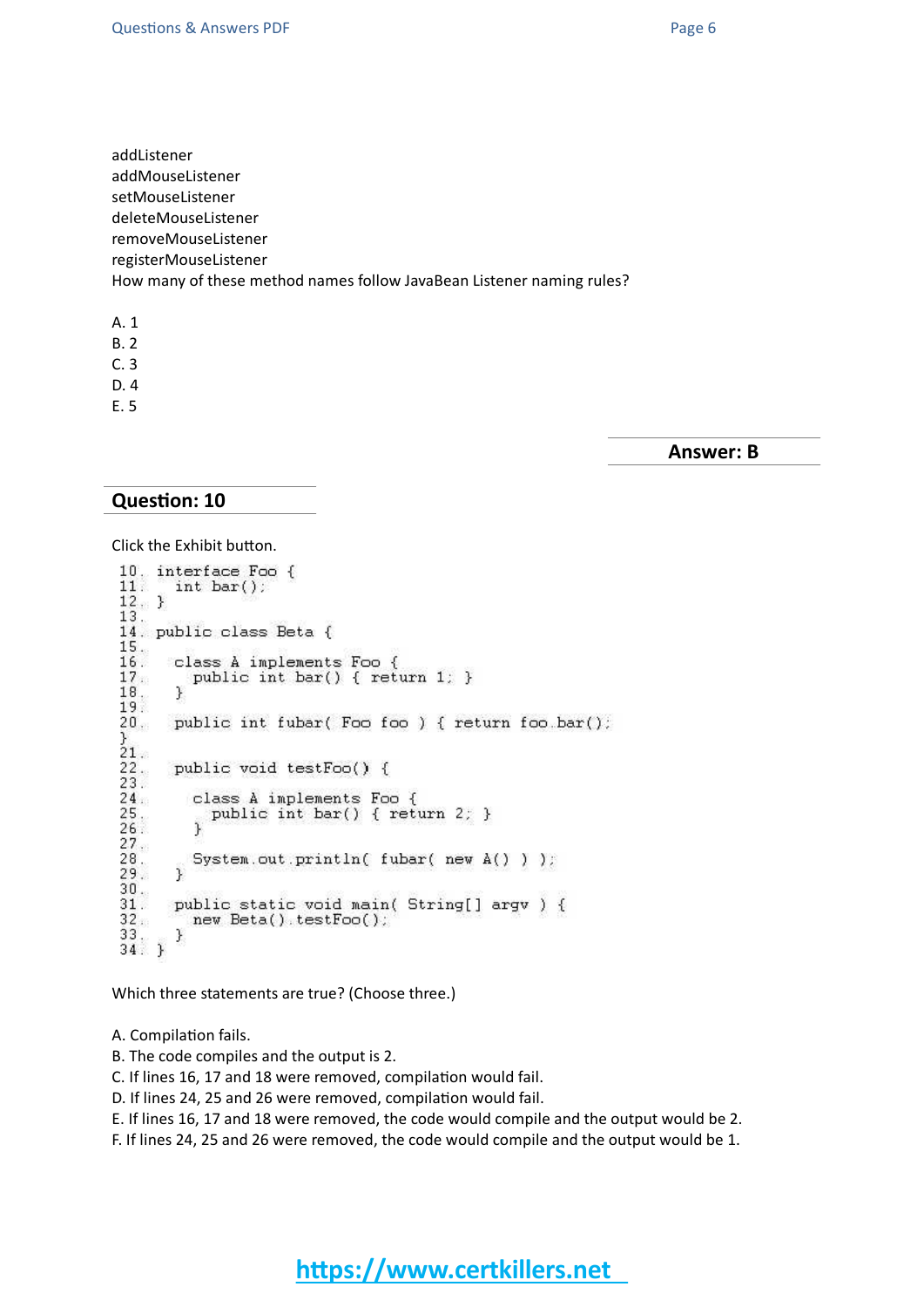addListener
addMouseListener
setMouseListener
deleteMouseListener
removeMouseListener
registerMouseListener
How many of these method names follow JavaBean Listener naming rules?

A. 1
B. 2
C. 3
D. 4
E. 5

**Answer: B**

## Question: 10

Click the Exhibit button.

```
10. interface Foo {
11.   int bar();
12. }
13.
14. public class Beta {
15.
16.   class A implements Foo {
17.     public int bar() { return 1; }
18.   }
19.
20.   public int fubar( Foo foo ) { return foo.bar();
}
21.
22.   public void testFoo() {
23.
24.     class A implements Foo {
25.       public int bar() { return 2; }
26.     }
27.
28.     System.out.println( fubar( new A() ) );
29.   }
30.
31.   public static void main( String[] argv ) {
32.     new Beta().testFoo();
33.   }
34. }
```

Which three statements are true? (Choose three.)

A. Compilation fails.
B. The code compiles and the output is 2.
C. If lines 16, 17 and 18 were removed, compilation would fail.
D. If lines 24, 25 and 26 were removed, compilation would fail.
E. If lines 16, 17 and 18 were removed, the code would compile and the output would be 2.
F. If lines 24, 25 and 26 were removed, the code would compile and the output would be 1.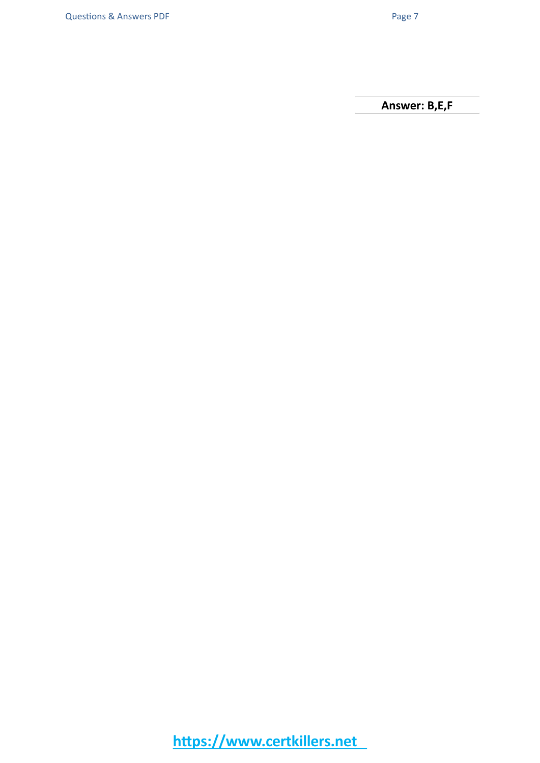**Answer: B,E,F**

https://www.certkillers.net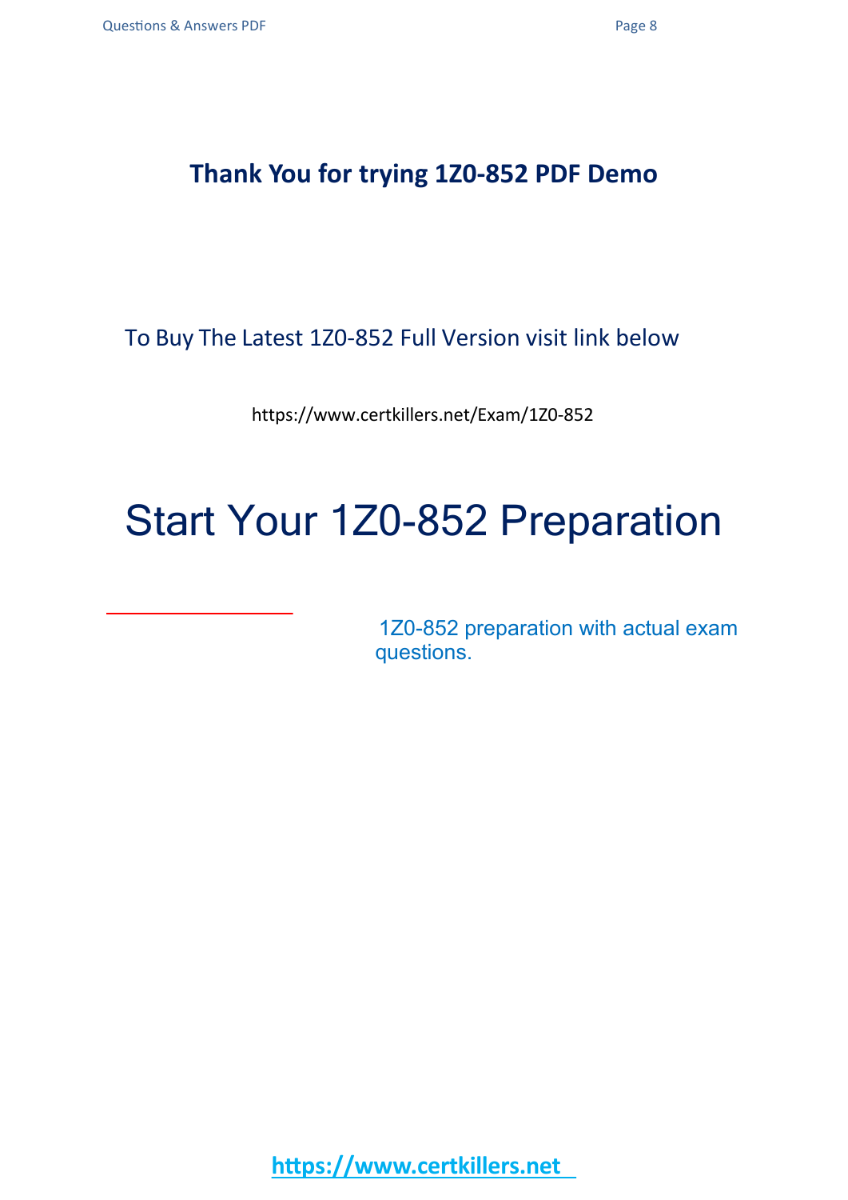## Thank You for trying 1Z0-852 PDF Demo

To Buy The Latest 1Z0-852 Full Version visit link below

https://www.certkillers.net/Exam/1Z0-852

# Start Your 1Z0-852 Preparation

1Z0-852 preparation with actual exam questions.

**https://www.certkillers.net**